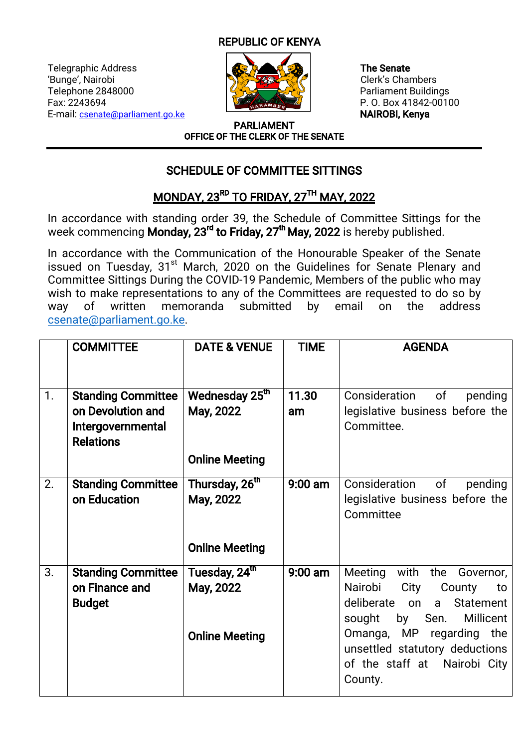REPUBLIC OF KENYA

Telegraphic Address
'Bunge', Nairobi
Telephone 2848000
Fax: 2243694
E-mail: csenate@parliament.go.ke

**The Senate**
Clerk's Chambers
Parliament Buildings
P. O. Box 41842-00100
**NAIROBI, Kenya**

PARLIAMENT
OFFICE OF THE CLERK OF THE SENATE

## SCHEDULE OF COMMITTEE SITTINGS

## MONDAY, 23RD TO FRIDAY, 27TH MAY, 2022

In accordance with standing order 39, the Schedule of Committee Sittings for the week commencing **Monday, 23rd to Friday, 27th May, 2022** is hereby published.

In accordance with the Communication of the Honourable Speaker of the Senate issued on Tuesday, 31st March, 2020 on the Guidelines for Senate Plenary and Committee Sittings During the COVID-19 Pandemic, Members of the public who may wish to make representations to any of the Committees are requested to do so by way of written memoranda submitted by email on the address csenate@parliament.go.ke.

| | COMMITTEE | DATE & VENUE | TIME | AGENDA |
|---|---|---|---|---|
| 1. | **Standing Committee on Devolution and Intergovernmental Relations** | **Wednesday 25th May, 2022**<br><br>**Online Meeting** | **11.30 am** | Consideration of pending legislative business before the Committee. |
| 2. | **Standing Committee on Education** | **Thursday, 26th May, 2022**<br><br>**Online Meeting** | **9:00 am** | Consideration of pending legislative business before the Committee |
| 3. | **Standing Committee on Finance and Budget** | **Tuesday, 24th May, 2022**<br><br>**Online Meeting** | **9:00 am** | Meeting with the Governor, Nairobi City County to deliberate on a Statement sought by Sen. Millicent Omanga, MP regarding the unsettled statutory deductions of the staff at Nairobi City County. |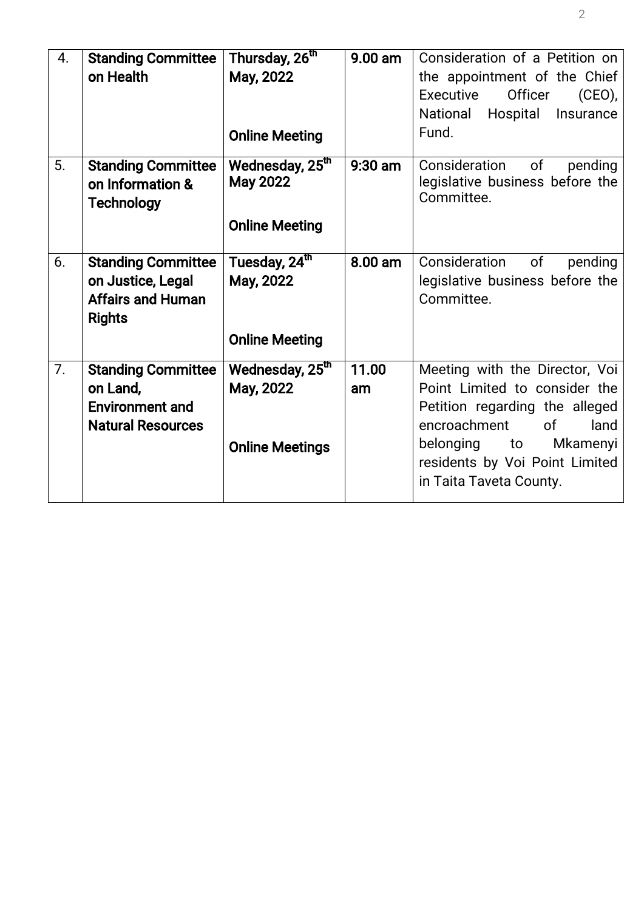| | | | | |
|---|---|---|---|---|
| 4. | **Standing Committee on Health** | **Thursday, 26th May, 2022**<br><br>**Online Meeting** | **9.00 am** | Consideration of a Petition on the appointment of the Chief Executive Officer (CEO), National Hospital Insurance Fund. |
| 5. | **Standing Committee on Information & Technology** | **Wednesday, 25th May 2022**<br><br>**Online Meeting** | **9:30 am** | Consideration of pending legislative business before the Committee. |
| 6. | **Standing Committee on Justice, Legal Affairs and Human Rights** | **Tuesday, 24th May, 2022**<br><br>**Online Meeting** | **8.00 am** | Consideration of pending legislative business before the Committee. |
| 7. | **Standing Committee on Land, Environment and Natural Resources** | **Wednesday, 25th May, 2022**<br><br>**Online Meetings** | **11.00 am** | Meeting with the Director, Voi Point Limited to consider the Petition regarding the alleged encroachment of land belonging to Mkamenyi residents by Voi Point Limited in Taita Taveta County. |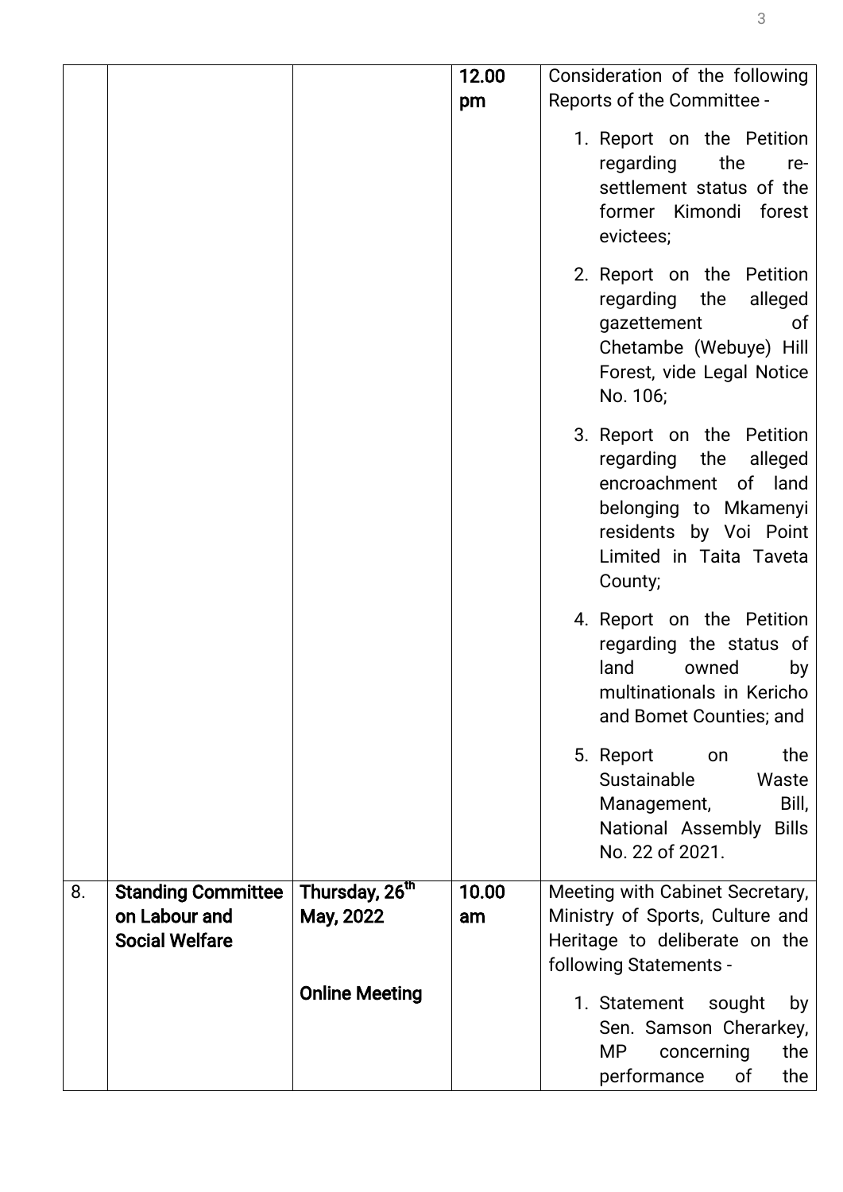| | | | | |
|---|---|---|---|---|
| | | | **12.00 pm** | Consideration of the following Reports of the Committee - <br>1. Report on the Petition regarding the re-settlement status of the former Kimondi forest evictees; <br>2. Report on the Petition regarding the alleged gazettement of Chetambe (Webuye) Hill Forest, vide Legal Notice No. 106; <br>3. Report on the Petition regarding the alleged encroachment of land belonging to Mkamenyi residents by Voi Point Limited in Taita Taveta County; <br>4. Report on the Petition regarding the status of land owned by multinationals in Kericho and Bomet Counties; and <br>5. Report on the Sustainable Waste Management, Bill, National Assembly Bills No. 22 of 2021. |
| 8. | **Standing Committee on Labour and Social Welfare** | **Thursday, 26th May, 2022** <br><br>**Online Meeting** | **10.00 am** | Meeting with Cabinet Secretary, Ministry of Sports, Culture and Heritage to deliberate on the following Statements - <br>1. Statement sought by Sen. Samson Cherarkey, MP concerning the performance of the |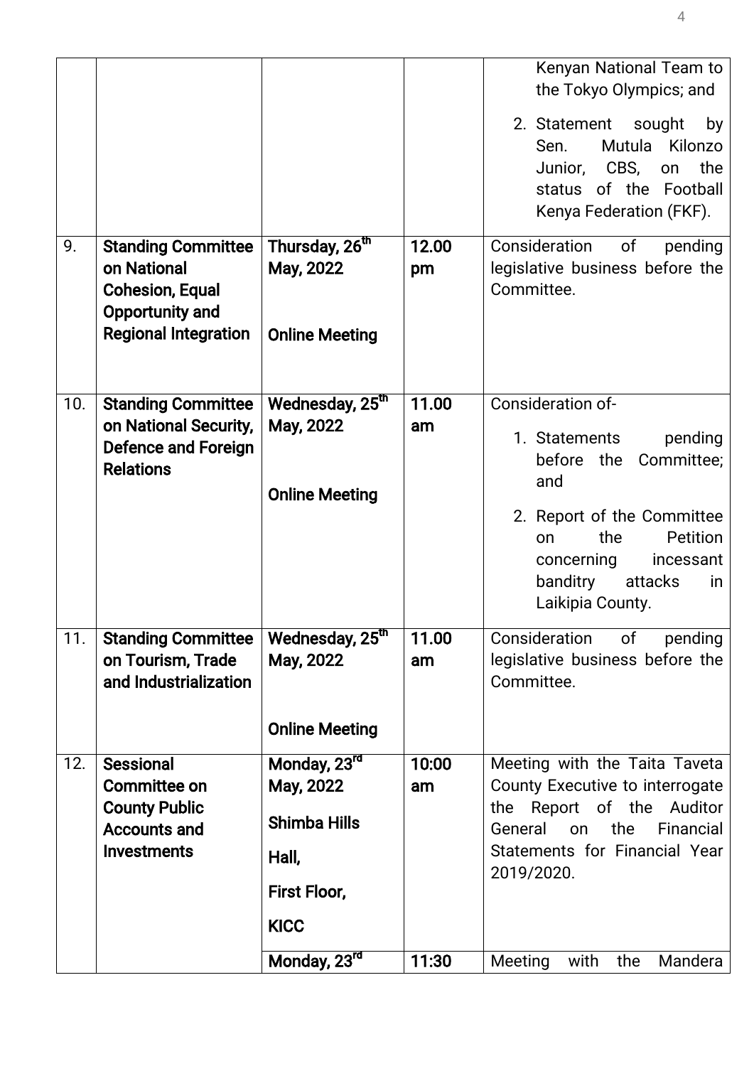| | | | | |
|---|---|---|---|---|
| | | | | Kenyan National Team to the Tokyo Olympics; and<br>2. Statement sought by Sen. Mutula Kilonzo Junior, CBS, on the status of the Football Kenya Federation (FKF). |
| 9. | **Standing Committee on National Cohesion, Equal Opportunity and Regional Integration** | **Thursday, 26th May, 2022**<br><br>**Online Meeting** | **12.00 pm** | Consideration of pending legislative business before the Committee. |
| 10. | **Standing Committee on National Security, Defence and Foreign Relations** | **Wednesday, 25th May, 2022**<br><br>**Online Meeting** | **11.00 am** | Consideration of-<br>1. Statements pending before the Committee; and<br>2. Report of the Committee on the Petition concerning incessant banditry attacks in Laikipia County. |
| 11. | **Standing Committee on Tourism, Trade and Industrialization** | **Wednesday, 25th May, 2022**<br><br>**Online Meeting** | **11.00 am** | Consideration of pending legislative business before the Committee. |
| 12. | **Sessional Committee on County Public Accounts and Investments** | **Monday, 23rd May, 2022**<br>**Shimba Hills Hall,**<br>**First Floor,**<br>**KICC** | **10:00 am** | Meeting with the Taita Taveta County Executive to interrogate the Report of the Auditor General on the Financial Statements for Financial Year 2019/2020. |
| | | **Monday, 23rd** | **11:30** | Meeting with the Mandera |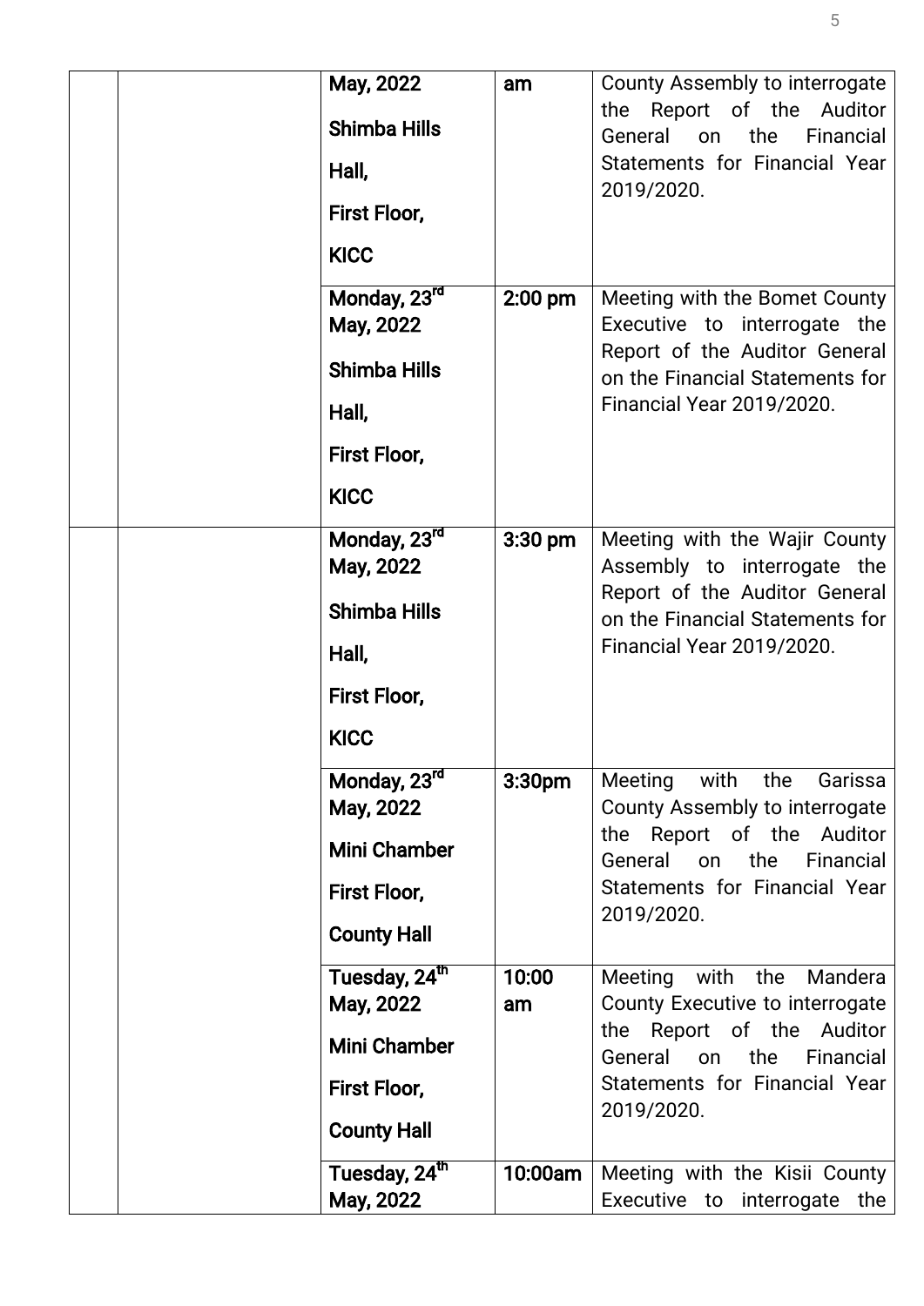| | | | | |
|---|---|---|---|---|
| | | **May, 2022** **Shimba Hills Hall, First Floor, KICC** | **am** | County Assembly to interrogate the Report of the Auditor General on the Financial Statements for Financial Year 2019/2020. |
| | | **Monday, 23rd May, 2022** **Shimba Hills Hall, First Floor, KICC** | **2:00 pm** | Meeting with the Bomet County Executive to interrogate the Report of the Auditor General on the Financial Statements for Financial Year 2019/2020. |
| | | **Monday, 23rd May, 2022** **Shimba Hills Hall, First Floor, KICC** | **3:30 pm** | Meeting with the Wajir County Assembly to interrogate the Report of the Auditor General on the Financial Statements for Financial Year 2019/2020. |
| | | **Monday, 23rd May, 2022** **Mini Chamber First Floor, County Hall** | **3:30pm** | Meeting with the Garissa County Assembly to interrogate the Report of the Auditor General on the Financial Statements for Financial Year 2019/2020. |
| | | **Tuesday, 24th May, 2022** **Mini Chamber First Floor, County Hall** | **10:00 am** | Meeting with the Mandera County Executive to interrogate the Report of the Auditor General on the Financial Statements for Financial Year 2019/2020. |
| | | **Tuesday, 24th May, 2022** | **10:00am** | Meeting with the Kisii County Executive to interrogate the |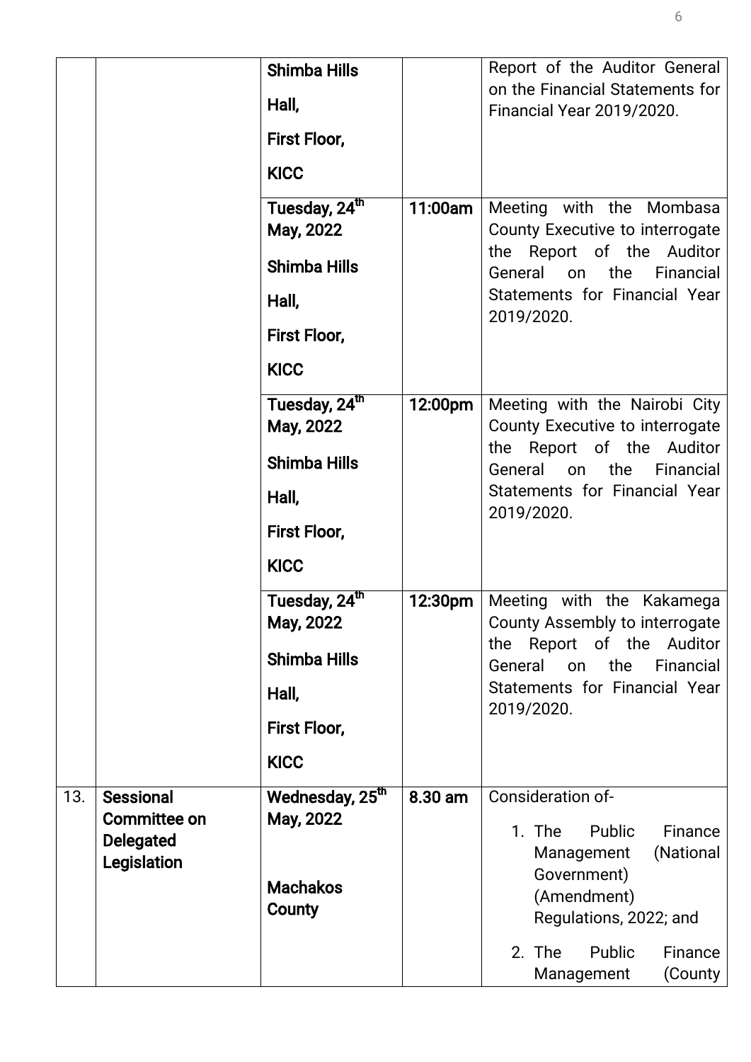| | | | | |
|---|---|---|---|---|
| | | **Shimba Hills Hall, First Floor, KICC** | | Report of the Auditor General on the Financial Statements for Financial Year 2019/2020. |
| | | **Tuesday, 24th May, 2022 Shimba Hills Hall, First Floor, KICC** | **11:00am** | Meeting with the Mombasa County Executive to interrogate the Report of the Auditor General on the Financial Statements for Financial Year 2019/2020. |
| | | **Tuesday, 24th May, 2022 Shimba Hills Hall, First Floor, KICC** | **12:00pm** | Meeting with the Nairobi City County Executive to interrogate the Report of the Auditor General on the Financial Statements for Financial Year 2019/2020. |
| | | **Tuesday, 24th May, 2022 Shimba Hills Hall, First Floor, KICC** | **12:30pm** | Meeting with the Kakamega County Assembly to interrogate the Report of the Auditor General on the Financial Statements for Financial Year 2019/2020. |
| 13. | **Sessional Committee on Delegated Legislation** | **Wednesday, 25th May, 2022 Machakos County** | **8.30 am** | Consideration of- 1. The Public Finance Management (National Government) (Amendment) Regulations, 2022; and 2. The Public Finance Management (County |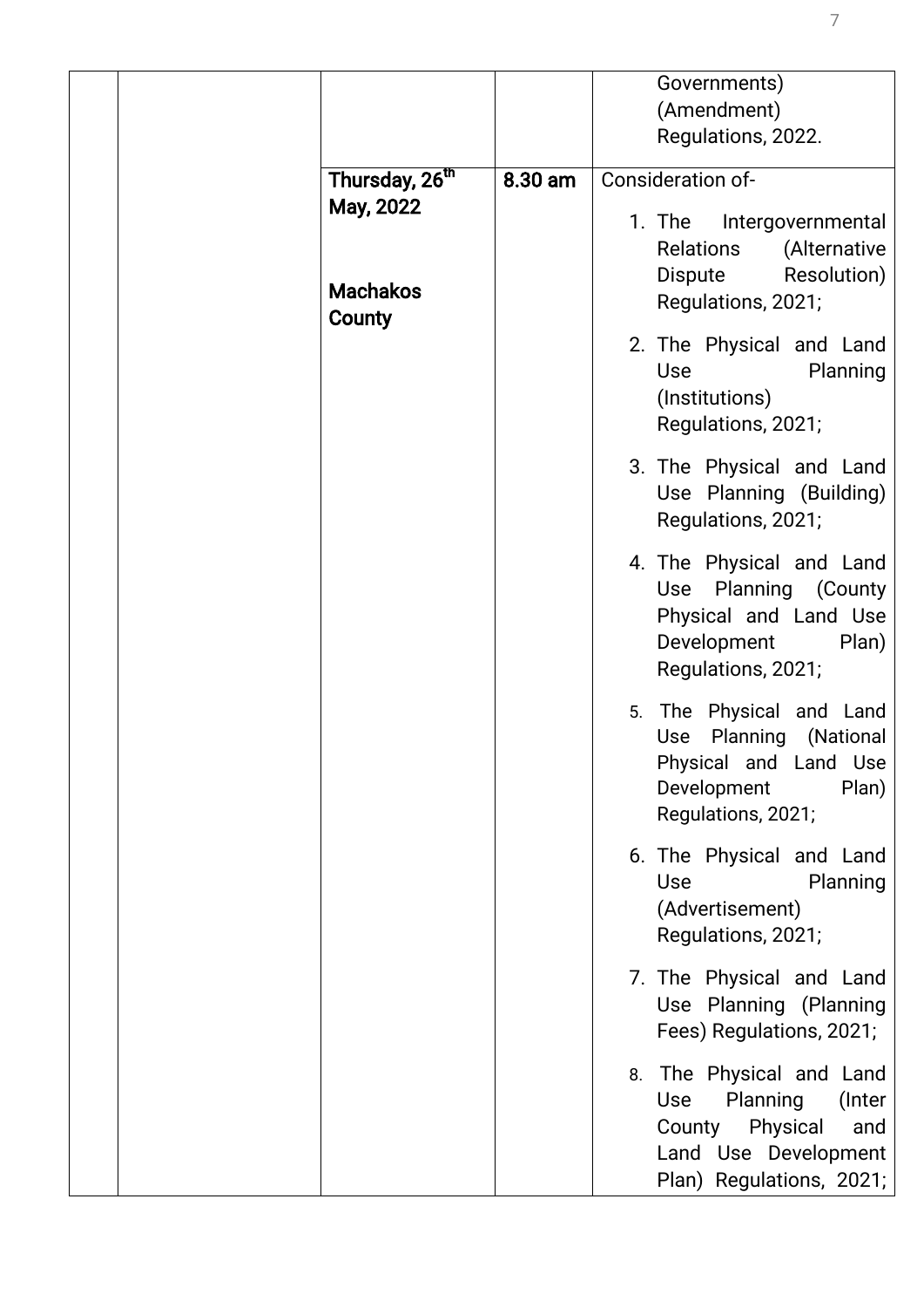| | | | | |
|---|---|---|---|---|
| | | | | Governments) (Amendment) Regulations, 2022. |
| | | **Thursday, 26th May, 2022**<br><br>**Machakos County** | **8.30 am** | Consideration of-<br>1. The Intergovernmental Relations (Alternative Dispute Resolution) Regulations, 2021;<br>2. The Physical and Land Use Planning (Institutions) Regulations, 2021;<br>3. The Physical and Land Use Planning (Building) Regulations, 2021;<br>4. The Physical and Land Use Planning (County Physical and Land Use Development Plan) Regulations, 2021;<br>5. The Physical and Land Use Planning (National Physical and Land Use Development Plan) Regulations, 2021;<br>6. The Physical and Land Use Planning (Advertisement) Regulations, 2021;<br>7. The Physical and Land Use Planning (Planning Fees) Regulations, 2021;<br>8. The Physical and Land Use Planning (Inter County Physical and Land Use Development Plan) Regulations, 2021; |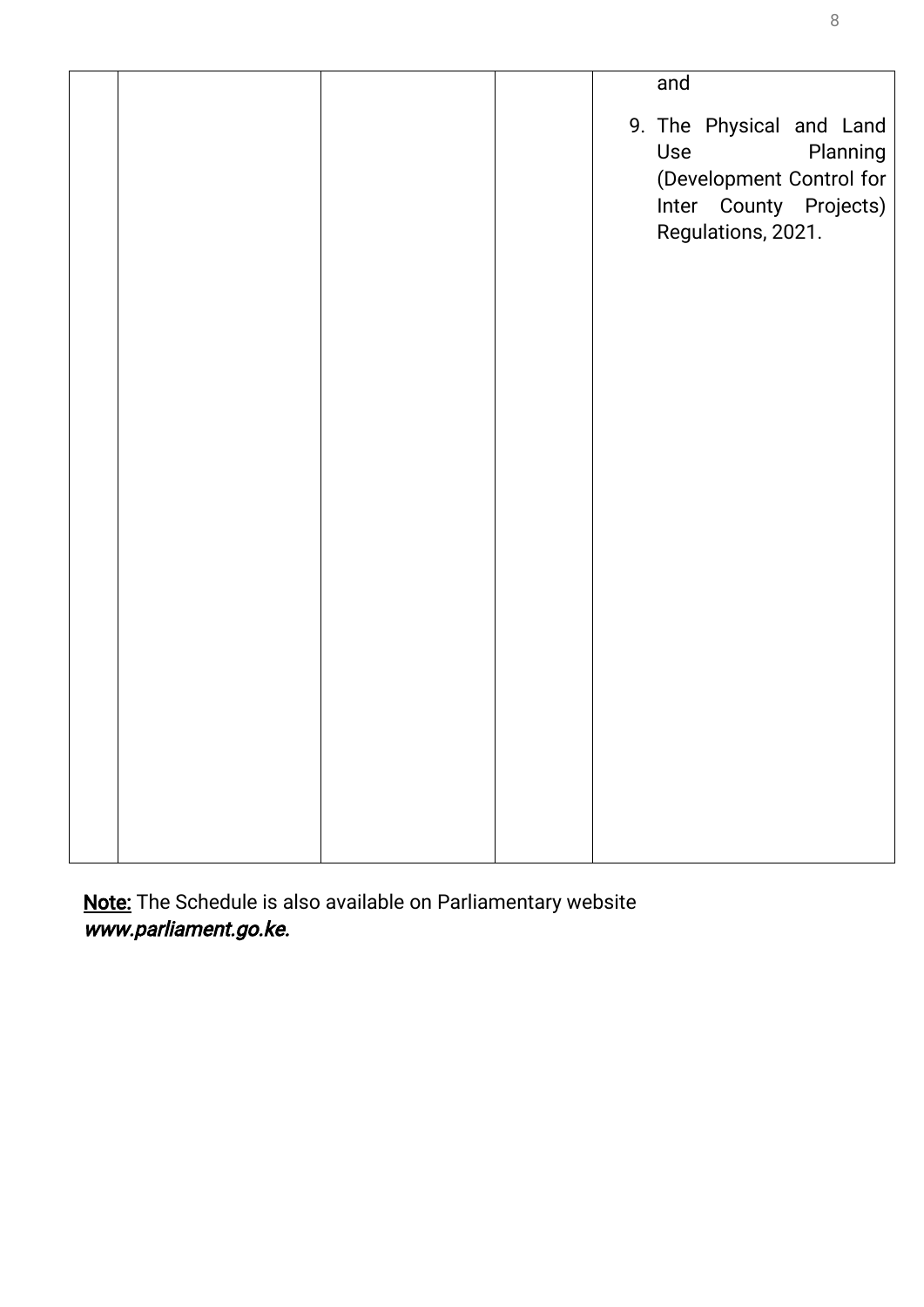| | | | | |
|---|---|---|---|---|
| | | | | and<br><br>9. The Physical and Land Use Planning (Development Control for Inter County Projects) Regulations, 2021. |

**Note:** The Schedule is also available on Parliamentary website ***www.parliament.go.ke.***